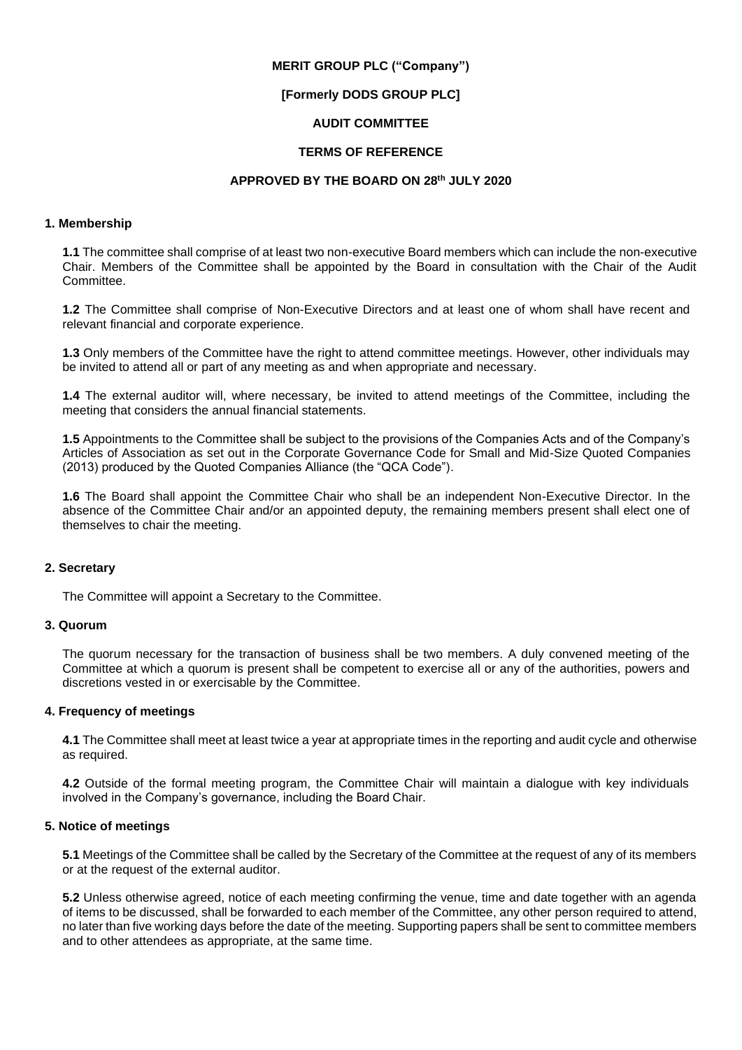**MERIT GROUP PLC ("Company")**

**[Formerly DODS GROUP PLC]**

**AUDIT COMMITTEE**

**TERMS OF REFERENCE**

**APPROVED BY THE BOARD ON 28th JULY 2020**

**1. Membership**

**1.1** The committee shall comprise of at least two non-executive Board members which can include the non-executive Chair. Members of the Committee shall be appointed by the Board in consultation with the Chair of the Audit Committee.

**1.2** The Committee shall comprise of Non-Executive Directors and at least one of whom shall have recent and relevant financial and corporate experience.

**1.3** Only members of the Committee have the right to attend committee meetings. However, other individuals may be invited to attend all or part of any meeting as and when appropriate and necessary.

**1.4** The external auditor will, where necessary, be invited to attend meetings of the Committee, including the meeting that considers the annual financial statements.

**1.5** Appointments to the Committee shall be subject to the provisions of the Companies Acts and of the Company's Articles of Association as set out in the Corporate Governance Code for Small and Mid-Size Quoted Companies (2013) produced by the Quoted Companies Alliance (the "QCA Code").

**1.6** The Board shall appoint the Committee Chair who shall be an independent Non-Executive Director. In the absence of the Committee Chair and/or an appointed deputy, the remaining members present shall elect one of themselves to chair the meeting.

**2. Secretary**

The Committee will appoint a Secretary to the Committee.

**3. Quorum**

The quorum necessary for the transaction of business shall be two members. A duly convened meeting of the Committee at which a quorum is present shall be competent to exercise all or any of the authorities, powers and discretions vested in or exercisable by the Committee.

**4. Frequency of meetings**

**4.1** The Committee shall meet at least twice a year at appropriate times in the reporting and audit cycle and otherwise as required.

**4.2** Outside of the formal meeting program, the Committee Chair will maintain a dialogue with key individuals involved in the Company's governance, including the Board Chair.

**5. Notice of meetings**

**5.1** Meetings of the Committee shall be called by the Secretary of the Committee at the request of any of its members or at the request of the external auditor.

**5.2** Unless otherwise agreed, notice of each meeting confirming the venue, time and date together with an agenda of items to be discussed, shall be forwarded to each member of the Committee, any other person required to attend, no later than five working days before the date of the meeting. Supporting papers shall be sent to committee members and to other attendees as appropriate, at the same time.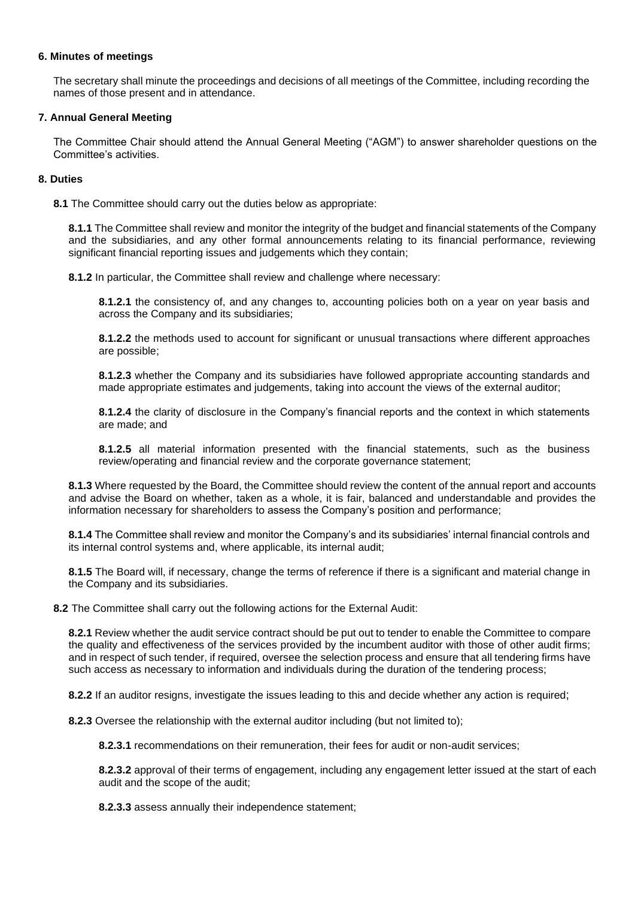### 6. Minutes of meetings

The secretary shall minute the proceedings and decisions of all meetings of the Committee, including recording the names of those present and in attendance.

### 7. Annual General Meeting

The Committee Chair should attend the Annual General Meeting ("AGM") to answer shareholder questions on the Committee's activities.

### 8. Duties

**8.1** The Committee should carry out the duties below as appropriate:

**8.1.1** The Committee shall review and monitor the integrity of the budget and financial statements of the Company and the subsidiaries, and any other formal announcements relating to its financial performance, reviewing significant financial reporting issues and judgements which they contain;

**8.1.2** In particular, the Committee shall review and challenge where necessary:

**8.1.2.1** the consistency of, and any changes to, accounting policies both on a year on year basis and across the Company and its subsidiaries;

**8.1.2.2** the methods used to account for significant or unusual transactions where different approaches are possible;

**8.1.2.3** whether the Company and its subsidiaries have followed appropriate accounting standards and made appropriate estimates and judgements, taking into account the views of the external auditor;

**8.1.2.4** the clarity of disclosure in the Company's financial reports and the context in which statements are made; and

**8.1.2.5** all material information presented with the financial statements, such as the business review/operating and financial review and the corporate governance statement;

**8.1.3** Where requested by the Board, the Committee should review the content of the annual report and accounts and advise the Board on whether, taken as a whole, it is fair, balanced and understandable and provides the information necessary for shareholders to assess the Company's position and performance;

**8.1.4** The Committee shall review and monitor the Company's and its subsidiaries' internal financial controls and its internal control systems and, where applicable, its internal audit;

**8.1.5** The Board will, if necessary, change the terms of reference if there is a significant and material change in the Company and its subsidiaries.

**8.2** The Committee shall carry out the following actions for the External Audit:

**8.2.1** Review whether the audit service contract should be put out to tender to enable the Committee to compare the quality and effectiveness of the services provided by the incumbent auditor with those of other audit firms; and in respect of such tender, if required, oversee the selection process and ensure that all tendering firms have such access as necessary to information and individuals during the duration of the tendering process;

**8.2.2** If an auditor resigns, investigate the issues leading to this and decide whether any action is required;

**8.2.3** Oversee the relationship with the external auditor including (but not limited to);

**8.2.3.1** recommendations on their remuneration, their fees for audit or non-audit services;

**8.2.3.2** approval of their terms of engagement, including any engagement letter issued at the start of each audit and the scope of the audit;

**8.2.3.3** assess annually their independence statement;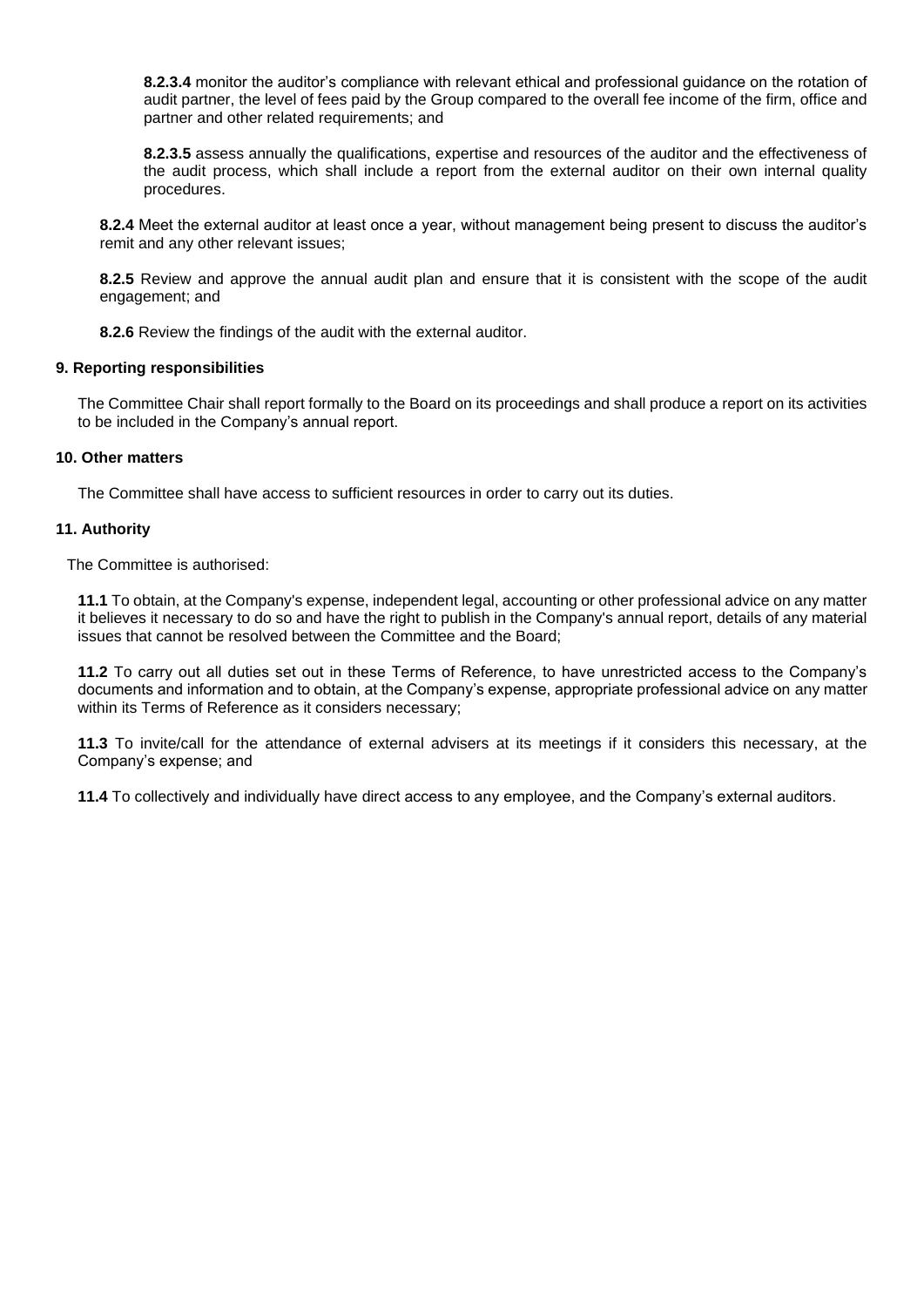**8.2.3.4** monitor the auditor's compliance with relevant ethical and professional guidance on the rotation of audit partner, the level of fees paid by the Group compared to the overall fee income of the firm, office and partner and other related requirements; and

**8.2.3.5** assess annually the qualifications, expertise and resources of the auditor and the effectiveness of the audit process, which shall include a report from the external auditor on their own internal quality procedures.

**8.2.4** Meet the external auditor at least once a year, without management being present to discuss the auditor's remit and any other relevant issues;

**8.2.5** Review and approve the annual audit plan and ensure that it is consistent with the scope of the audit engagement; and

**8.2.6** Review the findings of the audit with the external auditor.

**9. Reporting responsibilities**

The Committee Chair shall report formally to the Board on its proceedings and shall produce a report on its activities to be included in the Company's annual report.

**10. Other matters**

The Committee shall have access to sufficient resources in order to carry out its duties.

**11. Authority**

The Committee is authorised:

**11.1** To obtain, at the Company's expense, independent legal, accounting or other professional advice on any matter it believes it necessary to do so and have the right to publish in the Company's annual report, details of any material issues that cannot be resolved between the Committee and the Board;

**11.2** To carry out all duties set out in these Terms of Reference, to have unrestricted access to the Company's documents and information and to obtain, at the Company's expense, appropriate professional advice on any matter within its Terms of Reference as it considers necessary;

**11.3** To invite/call for the attendance of external advisers at its meetings if it considers this necessary, at the Company's expense; and

**11.4** To collectively and individually have direct access to any employee, and the Company's external auditors.